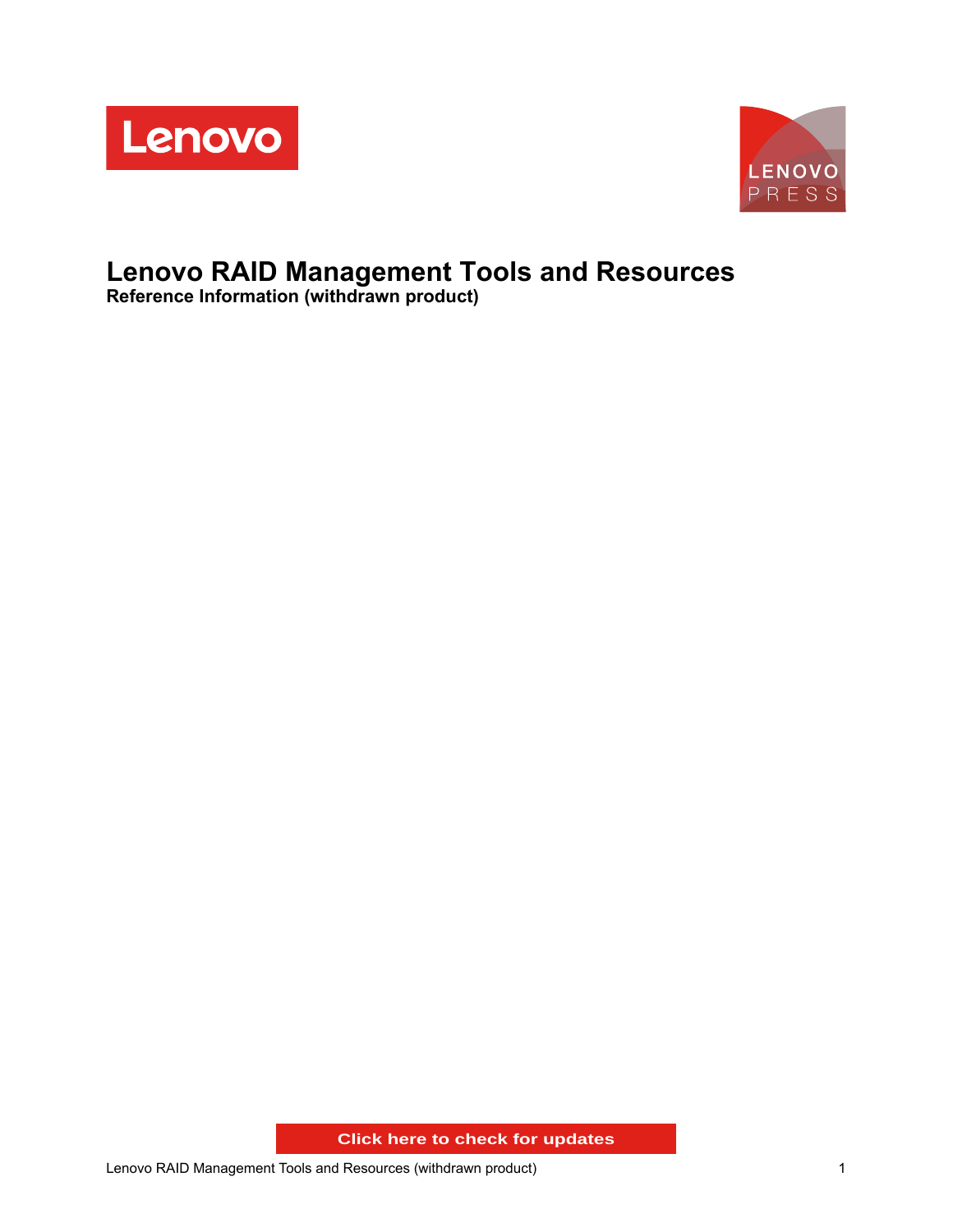# Lenovo RAID Management Tools and Resources

**Reference Information (withdrawn product)**

Click here to check for updates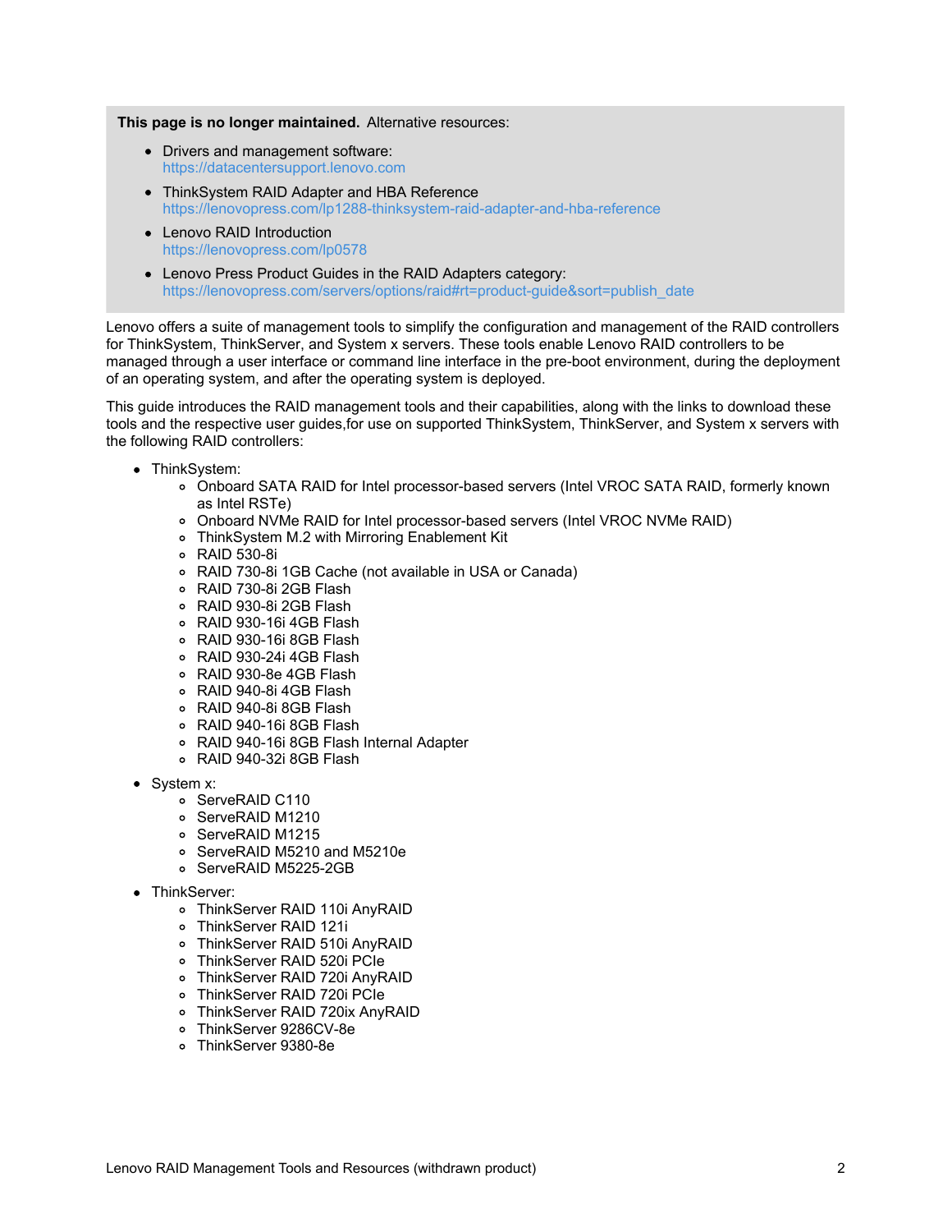**This page is no longer maintained.** Alternative resources:

- Drivers and management software:
  https://datacentersupport.lenovo.com
- ThinkSystem RAID Adapter and HBA Reference
  https://lenovopress.com/lp1288-thinksystem-raid-adapter-and-hba-reference
- Lenovo RAID Introduction
  https://lenovopress.com/lp0578
- Lenovo Press Product Guides in the RAID Adapters category:
  https://lenovopress.com/servers/options/raid#rt=product-guide&sort=publish_date

Lenovo offers a suite of management tools to simplify the configuration and management of the RAID controllers for ThinkSystem, ThinkServer, and System x servers. These tools enable Lenovo RAID controllers to be managed through a user interface or command line interface in the pre-boot environment, during the deployment of an operating system, and after the operating system is deployed.

This guide introduces the RAID management tools and their capabilities, along with the links to download these tools and the respective user guides,for use on supported ThinkSystem, ThinkServer, and System x servers with the following RAID controllers:

- ThinkSystem:
  - Onboard SATA RAID for Intel processor-based servers (Intel VROC SATA RAID, formerly known as Intel RSTe)
  - Onboard NVMe RAID for Intel processor-based servers (Intel VROC NVMe RAID)
  - ThinkSystem M.2 with Mirroring Enablement Kit
  - RAID 530-8i
  - RAID 730-8i 1GB Cache (not available in USA or Canada)
  - RAID 730-8i 2GB Flash
  - RAID 930-8i 2GB Flash
  - RAID 930-16i 4GB Flash
  - RAID 930-16i 8GB Flash
  - RAID 930-24i 4GB Flash
  - RAID 930-8e 4GB Flash
  - RAID 940-8i 4GB Flash
  - RAID 940-8i 8GB Flash
  - RAID 940-16i 8GB Flash
  - RAID 940-16i 8GB Flash Internal Adapter
  - RAID 940-32i 8GB Flash
- System x:
  - ServeRAID C110
  - ServeRAID M1210
  - ServeRAID M1215
  - ServeRAID M5210 and M5210e
  - ServeRAID M5225-2GB
- ThinkServer:
  - ThinkServer RAID 110i AnyRAID
  - ThinkServer RAID 121i
  - ThinkServer RAID 510i AnyRAID
  - ThinkServer RAID 520i PCIe
  - ThinkServer RAID 720i AnyRAID
  - ThinkServer RAID 720i PCIe
  - ThinkServer RAID 720ix AnyRAID
  - ThinkServer 9286CV-8e
  - ThinkServer 9380-8e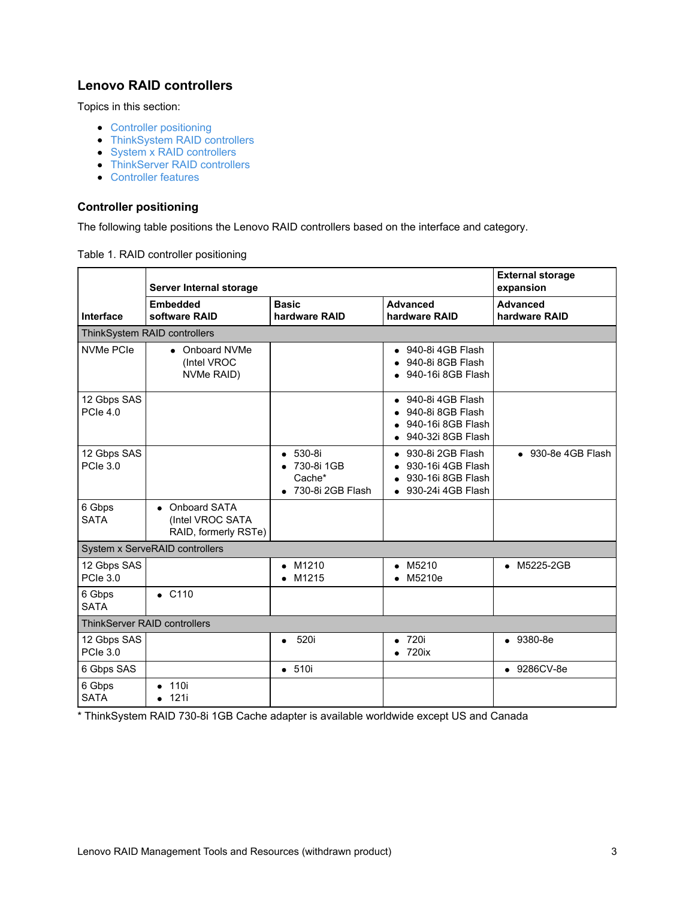## Lenovo RAID controllers

Topics in this section:

- Controller positioning
- ThinkSystem RAID controllers
- System x RAID controllers
- ThinkServer RAID controllers
- Controller features

### Controller positioning

The following table positions the Lenovo RAID controllers based on the interface and category.

Table 1. RAID controller positioning

| | **Server Internal storage** | | | **External storage expansion** |
|---|---|---|---|---|
| **Interface** | **Embedded software RAID** | **Basic hardware RAID** | **Advanced hardware RAID** | **Advanced hardware RAID** |
| ThinkSystem RAID controllers | | | | |
| NVMe PCIe | • Onboard NVMe (Intel VROC NVMe RAID) | | • 940-8i 4GB Flash<br>• 940-8i 8GB Flash<br>• 940-16i 8GB Flash | |
| 12 Gbps SAS PCIe 4.0 | | | • 940-8i 4GB Flash<br>• 940-8i 8GB Flash<br>• 940-16i 8GB Flash<br>• 940-32i 8GB Flash | |
| 12 Gbps SAS PCIe 3.0 | | • 530-8i<br>• 730-8i 1GB Cache*<br>• 730-8i 2GB Flash | • 930-8i 2GB Flash<br>• 930-16i 4GB Flash<br>• 930-16i 8GB Flash<br>• 930-24i 4GB Flash | • 930-8e 4GB Flash |
| 6 Gbps SATA | • Onboard SATA (Intel VROC SATA RAID, formerly RSTe) | | | |
| System x ServeRAID controllers | | | | |
| 12 Gbps SAS PCIe 3.0 | | • M1210<br>• M1215 | • M5210<br>• M5210e | • M5225-2GB |
| 6 Gbps SATA | • C110 | | | |
| ThinkServer RAID controllers | | | | |
| 12 Gbps SAS PCIe 3.0 | | • 520i | • 720i<br>• 720ix | • 9380-8e |
| 6 Gbps SAS | | • 510i | | • 9286CV-8e |
| 6 Gbps SATA | • 110i<br>• 121i | | | |

* ThinkSystem RAID 730-8i 1GB Cache adapter is available worldwide except US and Canada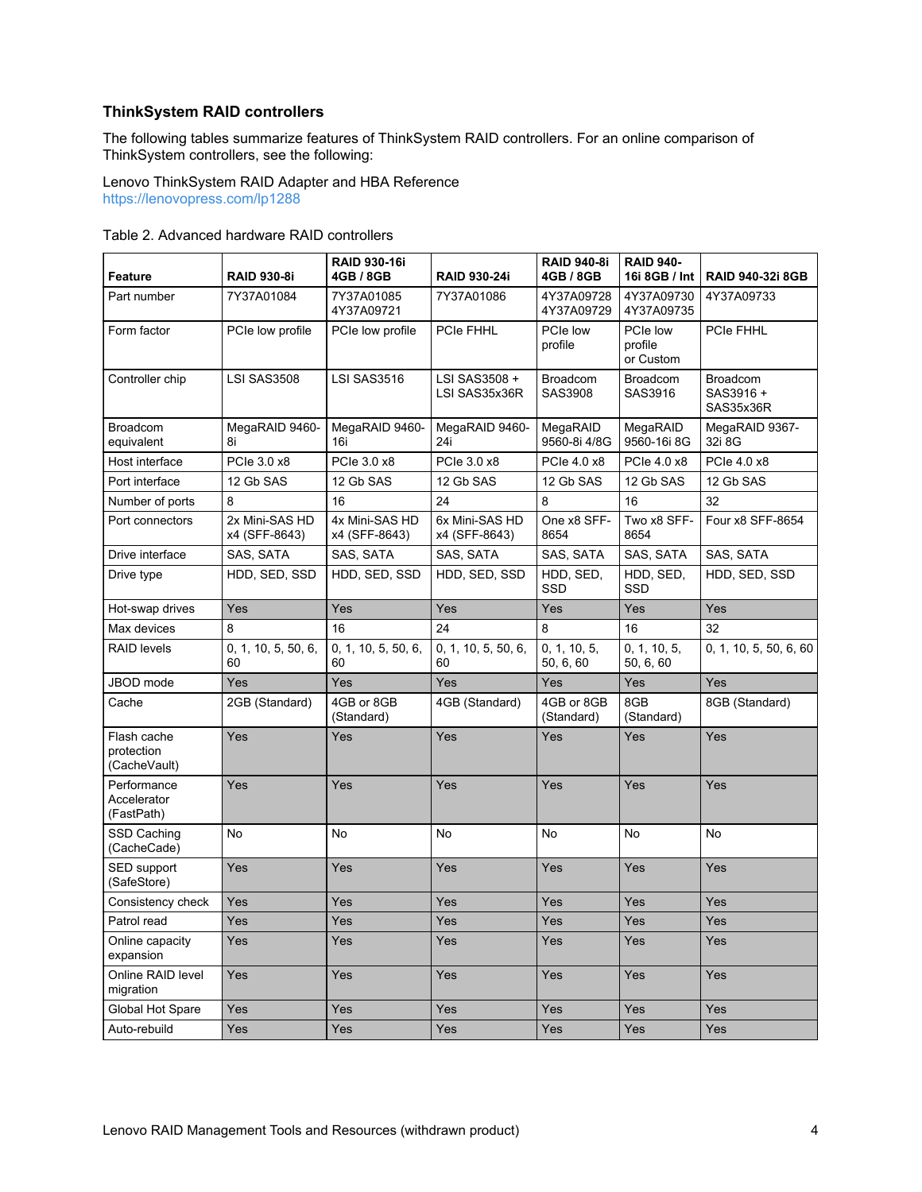## ThinkSystem RAID controllers

The following tables summarize features of ThinkSystem RAID controllers. For an online comparison of ThinkSystem controllers, see the following:

Lenovo ThinkSystem RAID Adapter and HBA Reference
https://lenovopress.com/lp1288

Table 2. Advanced hardware RAID controllers

| Feature | RAID 930-8i | RAID 930-16i 4GB / 8GB | RAID 930-24i | RAID 940-8i 4GB / 8GB | RAID 940-16i 8GB / Int | RAID 940-32i 8GB |
|---|---|---|---|---|---|---|
| Part number | 7Y37A01084 | 7Y37A01085 4Y37A09721 | 7Y37A01086 | 4Y37A09728 4Y37A09729 | 4Y37A09730 4Y37A09735 | 4Y37A09733 |
| Form factor | PCIe low profile | PCIe low profile | PCIe FHHL | PCIe low profile | PCIe low profile or Custom | PCIe FHHL |
| Controller chip | LSI SAS3508 | LSI SAS3516 | LSI SAS3508 + LSI SAS35x36R | Broadcom SAS3908 | Broadcom SAS3916 | Broadcom SAS3916 + SAS35x36R |
| Broadcom equivalent | MegaRAID 9460-8i | MegaRAID 9460-16i | MegaRAID 9460-24i | MegaRAID 9560-8i 4/8G | MegaRAID 9560-16i 8G | MegaRAID 9367-32i 8G |
| Host interface | PCIe 3.0 x8 | PCIe 3.0 x8 | PCIe 3.0 x8 | PCIe 4.0 x8 | PCIe 4.0 x8 | PCIe 4.0 x8 |
| Port interface | 12 Gb SAS | 12 Gb SAS | 12 Gb SAS | 12 Gb SAS | 12 Gb SAS | 12 Gb SAS |
| Number of ports | 8 | 16 | 24 | 8 | 16 | 32 |
| Port connectors | 2x Mini-SAS HD x4 (SFF-8643) | 4x Mini-SAS HD x4 (SFF-8643) | 6x Mini-SAS HD x4 (SFF-8643) | One x8 SFF-8654 | Two x8 SFF-8654 | Four x8 SFF-8654 |
| Drive interface | SAS, SATA | SAS, SATA | SAS, SATA | SAS, SATA | SAS, SATA | SAS, SATA |
| Drive type | HDD, SED, SSD | HDD, SED, SSD | HDD, SED, SSD | HDD, SED, SSD | HDD, SED, SSD | HDD, SED, SSD |
| Hot-swap drives | Yes | Yes | Yes | Yes | Yes | Yes |
| Max devices | 8 | 16 | 24 | 8 | 16 | 32 |
| RAID levels | 0, 1, 10, 5, 50, 6, 60 | 0, 1, 10, 5, 50, 6, 60 | 0, 1, 10, 5, 50, 6, 60 | 0, 1, 10, 5, 50, 6, 60 | 0, 1, 10, 5, 50, 6, 60 | 0, 1, 10, 5, 50, 6, 60 |
| JBOD mode | Yes | Yes | Yes | Yes | Yes | Yes |
| Cache | 2GB (Standard) | 4GB or 8GB (Standard) | 4GB (Standard) | 4GB or 8GB (Standard) | 8GB (Standard) | 8GB (Standard) |
| Flash cache protection (CacheVault) | Yes | Yes | Yes | Yes | Yes | Yes |
| Performance Accelerator (FastPath) | Yes | Yes | Yes | Yes | Yes | Yes |
| SSD Caching (CacheCade) | No | No | No | No | No | No |
| SED support (SafeStore) | Yes | Yes | Yes | Yes | Yes | Yes |
| Consistency check | Yes | Yes | Yes | Yes | Yes | Yes |
| Patrol read | Yes | Yes | Yes | Yes | Yes | Yes |
| Online capacity expansion | Yes | Yes | Yes | Yes | Yes | Yes |
| Online RAID level migration | Yes | Yes | Yes | Yes | Yes | Yes |
| Global Hot Spare | Yes | Yes | Yes | Yes | Yes | Yes |
| Auto-rebuild | Yes | Yes | Yes | Yes | Yes | Yes |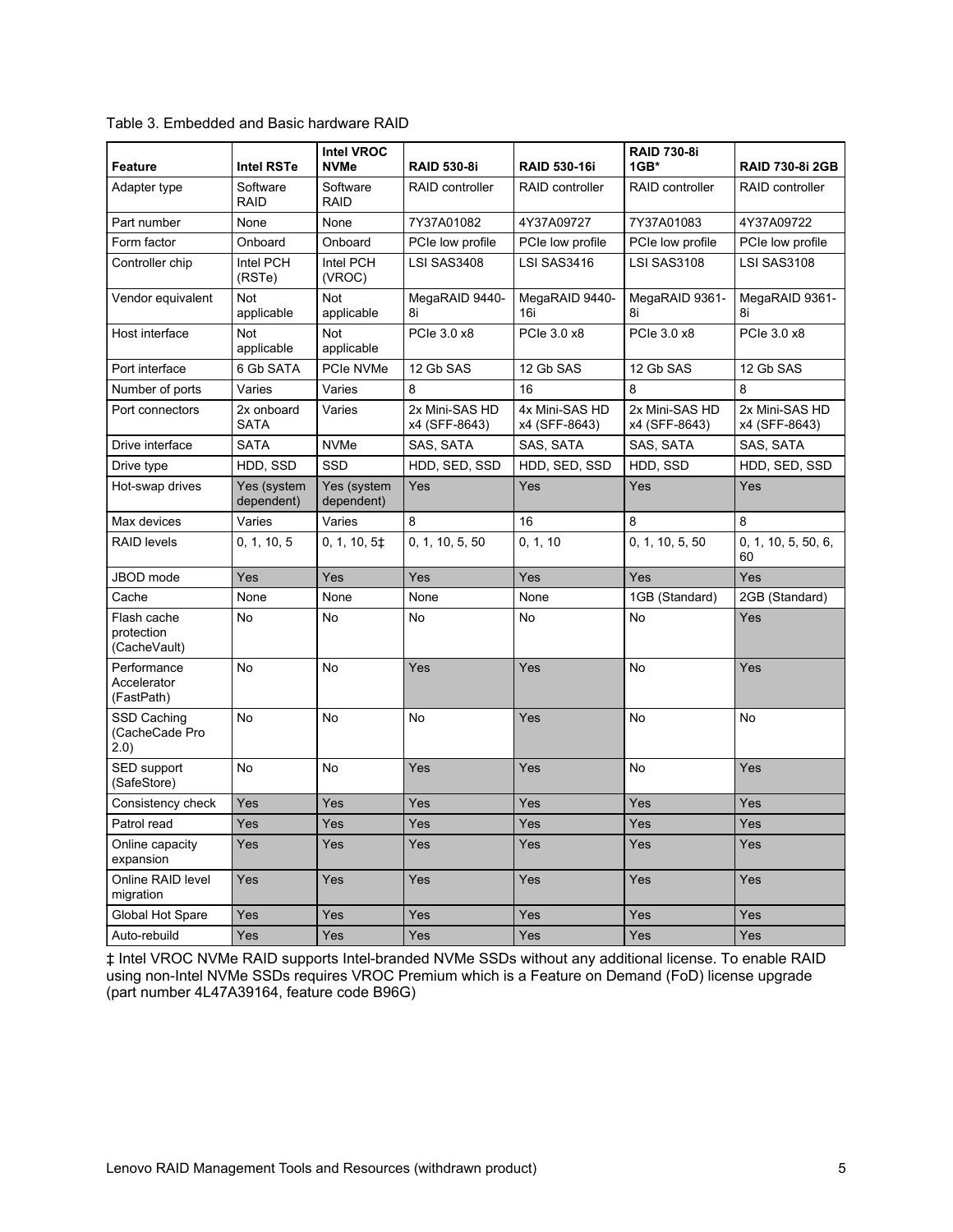Table 3. Embedded and Basic hardware RAID

| Feature | Intel RSTe | Intel VROC NVMe | RAID 530-8i | RAID 530-16i | RAID 730-8i 1GB* | RAID 730-8i 2GB |
|---|---|---|---|---|---|---|
| Adapter type | Software RAID | Software RAID | RAID controller | RAID controller | RAID controller | RAID controller |
| Part number | None | None | 7Y37A01082 | 4Y37A09727 | 7Y37A01083 | 4Y37A09722 |
| Form factor | Onboard | Onboard | PCIe low profile | PCIe low profile | PCIe low profile | PCIe low profile |
| Controller chip | Intel PCH (RSTe) | Intel PCH (VROC) | LSI SAS3408 | LSI SAS3416 | LSI SAS3108 | LSI SAS3108 |
| Vendor equivalent | Not applicable | Not applicable | MegaRAID 9440-8i | MegaRAID 9440-16i | MegaRAID 9361-8i | MegaRAID 9361-8i |
| Host interface | Not applicable | Not applicable | PCIe 3.0 x8 | PCIe 3.0 x8 | PCIe 3.0 x8 | PCIe 3.0 x8 |
| Port interface | 6 Gb SATA | PCIe NVMe | 12 Gb SAS | 12 Gb SAS | 12 Gb SAS | 12 Gb SAS |
| Number of ports | Varies | Varies | 8 | 16 | 8 | 8 |
| Port connectors | 2x onboard SATA | Varies | 2x Mini-SAS HD x4 (SFF-8643) | 4x Mini-SAS HD x4 (SFF-8643) | 2x Mini-SAS HD x4 (SFF-8643) | 2x Mini-SAS HD x4 (SFF-8643) |
| Drive interface | SATA | NVMe | SAS, SATA | SAS, SATA | SAS, SATA | SAS, SATA |
| Drive type | HDD, SSD | SSD | HDD, SED, SSD | HDD, SED, SSD | HDD, SSD | HDD, SED, SSD |
| Hot-swap drives | Yes (system dependent) | Yes (system dependent) | Yes | Yes | Yes | Yes |
| Max devices | Varies | Varies | 8 | 16 | 8 | 8 |
| RAID levels | 0, 1, 10, 5 | 0, 1, 10, 5‡ | 0, 1, 10, 5, 50 | 0, 1, 10 | 0, 1, 10, 5, 50 | 0, 1, 10, 5, 50, 6, 60 |
| JBOD mode | Yes | Yes | Yes | Yes | Yes | Yes |
| Cache | None | None | None | None | 1GB (Standard) | 2GB (Standard) |
| Flash cache protection (CacheVault) | No | No | No | No | No | Yes |
| Performance Accelerator (FastPath) | No | No | Yes | Yes | No | Yes |
| SSD Caching (CacheCade Pro 2.0) | No | No | No | Yes | No | No |
| SED support (SafeStore) | No | No | Yes | Yes | No | Yes |
| Consistency check | Yes | Yes | Yes | Yes | Yes | Yes |
| Patrol read | Yes | Yes | Yes | Yes | Yes | Yes |
| Online capacity expansion | Yes | Yes | Yes | Yes | Yes | Yes |
| Online RAID level migration | Yes | Yes | Yes | Yes | Yes | Yes |
| Global Hot Spare | Yes | Yes | Yes | Yes | Yes | Yes |
| Auto-rebuild | Yes | Yes | Yes | Yes | Yes | Yes |

‡ Intel VROC NVMe RAID supports Intel-branded NVMe SSDs without any additional license. To enable RAID using non-Intel NVMe SSDs requires VROC Premium which is a Feature on Demand (FoD) license upgrade (part number 4L47A39164, feature code B96G)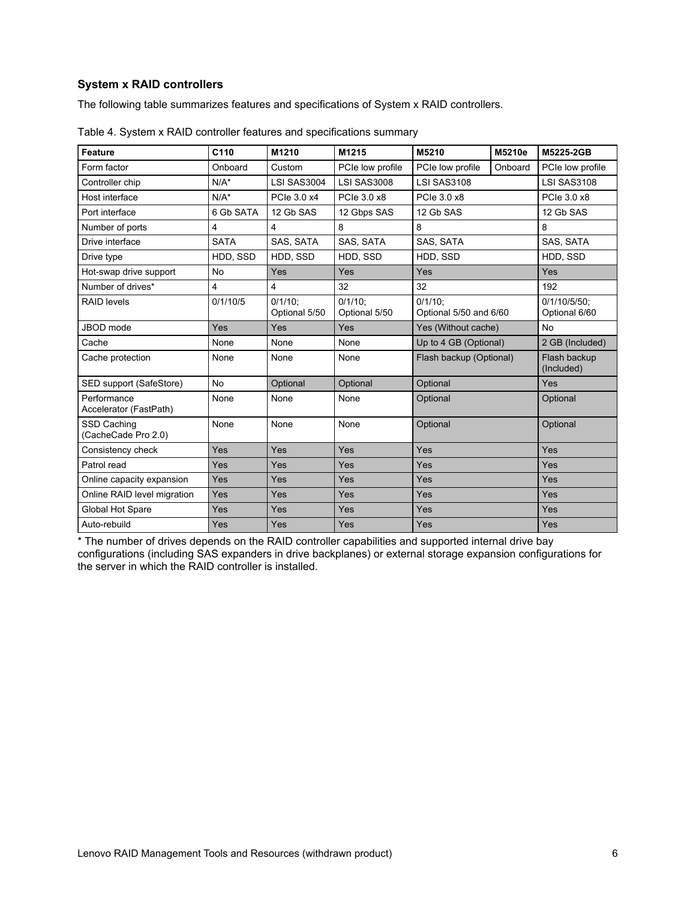### System x RAID controllers

The following table summarizes features and specifications of System x RAID controllers.

Table 4. System x RAID controller features and specifications summary

| Feature | C110 | M1210 | M1215 | M5210 | M5210e | M5225-2GB |
|---|---|---|---|---|---|---|
| Form factor | Onboard | Custom | PCIe low profile | PCIe low profile | Onboard | PCIe low profile |
| Controller chip | N/A* | LSI SAS3004 | LSI SAS3008 | LSI SAS3108 | | LSI SAS3108 |
| Host interface | N/A* | PCIe 3.0 x4 | PCIe 3.0 x8 | PCIe 3.0 x8 | | PCIe 3.0 x8 |
| Port interface | 6 Gb SATA | 12 Gb SAS | 12 Gbps SAS | 12 Gb SAS | | 12 Gb SAS |
| Number of ports | 4 | 4 | 8 | 8 | | 8 |
| Drive interface | SATA | SAS, SATA | SAS, SATA | SAS, SATA | | SAS, SATA |
| Drive type | HDD, SSD | HDD, SSD | HDD, SSD | HDD, SSD | | HDD, SSD |
| Hot-swap drive support | No | Yes | Yes | Yes | | Yes |
| Number of drives* | 4 | 4 | 32 | 32 | | 192 |
| RAID levels | 0/1/10/5 | 0/1/10; Optional 5/50 | 0/1/10; Optional 5/50 | 0/1/10; Optional 5/50 and 6/60 | | 0/1/10/5/50; Optional 6/60 |
| JBOD mode | Yes | Yes | Yes | Yes (Without cache) | | No |
| Cache | None | None | None | Up to 4 GB (Optional) | | 2 GB (Included) |
| Cache protection | None | None | None | Flash backup (Optional) | | Flash backup (Included) |
| SED support (SafeStore) | No | Optional | Optional | Optional | | Yes |
| Performance Accelerator (FastPath) | None | None | None | Optional | | Optional |
| SSD Caching (CacheCade Pro 2.0) | None | None | None | Optional | | Optional |
| Consistency check | Yes | Yes | Yes | Yes | | Yes |
| Patrol read | Yes | Yes | Yes | Yes | | Yes |
| Online capacity expansion | Yes | Yes | Yes | Yes | | Yes |
| Online RAID level migration | Yes | Yes | Yes | Yes | | Yes |
| Global Hot Spare | Yes | Yes | Yes | Yes | | Yes |
| Auto-rebuild | Yes | Yes | Yes | Yes | | Yes |

* The number of drives depends on the RAID controller capabilities and supported internal drive bay configurations (including SAS expanders in drive backplanes) or external storage expansion configurations for the server in which the RAID controller is installed.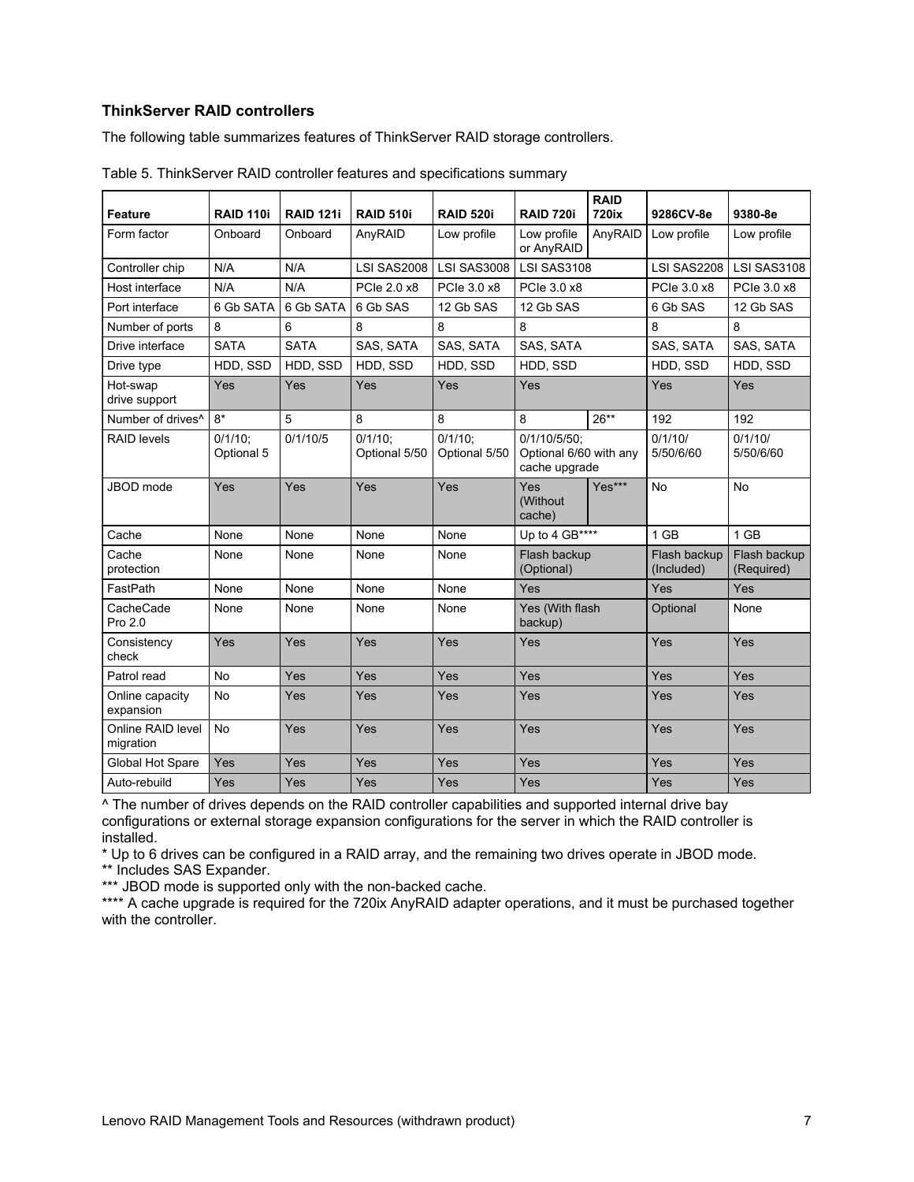### ThinkServer RAID controllers

The following table summarizes features of ThinkServer RAID storage controllers.

Table 5. ThinkServer RAID controller features and specifications summary

| Feature | RAID 110i | RAID 121i | RAID 510i | RAID 520i | RAID 720i | RAID 720ix | 9286CV-8e | 9380-8e |
|---|---|---|---|---|---|---|---|---|
| Form factor | Onboard | Onboard | AnyRAID | Low profile | Low profile or AnyRAID | AnyRAID | Low profile | Low profile |
| Controller chip | N/A | N/A | LSI SAS2008 | LSI SAS3008 | LSI SAS3108 | | LSI SAS2208 | LSI SAS3108 |
| Host interface | N/A | N/A | PCIe 2.0 x8 | PCIe 3.0 x8 | PCIe 3.0 x8 | | PCIe 3.0 x8 | PCIe 3.0 x8 |
| Port interface | 6 Gb SATA | 6 Gb SATA | 6 Gb SAS | 12 Gb SAS | 12 Gb SAS | | 6 Gb SAS | 12 Gb SAS |
| Number of ports | 8 | 6 | 8 | 8 | 8 | | 8 | 8 |
| Drive interface | SATA | SATA | SAS, SATA | SAS, SATA | SAS, SATA | | SAS, SATA | SAS, SATA |
| Drive type | HDD, SSD | HDD, SSD | HDD, SSD | HDD, SSD | HDD, SSD | | HDD, SSD | HDD, SSD |
| Hot-swap drive support | Yes | Yes | Yes | Yes | Yes | | Yes | Yes |
| Number of drives^ | 8* | 5 | 8 | 8 | 8 | 26** | 192 | 192 |
| RAID levels | 0/1/10; Optional 5 | 0/1/10/5 | 0/1/10; Optional 5/50 | 0/1/10; Optional 5/50 | 0/1/10/5/50; Optional 6/60 with any cache upgrade | | 0/1/10/ 5/50/6/60 | 0/1/10/ 5/50/6/60 |
| JBOD mode | Yes | Yes | Yes | Yes | Yes (Without cache) | Yes*** | No | No |
| Cache | None | None | None | None | Up to 4 GB**** | | 1 GB | 1 GB |
| Cache protection | None | None | None | None | Flash backup (Optional) | | Flash backup (Included) | Flash backup (Required) |
| FastPath | None | None | None | None | Yes | | Yes | Yes |
| CacheCade Pro 2.0 | None | None | None | None | Yes (With flash backup) | | Optional | None |
| Consistency check | Yes | Yes | Yes | Yes | Yes | | Yes | Yes |
| Patrol read | No | Yes | Yes | Yes | Yes | | Yes | Yes |
| Online capacity expansion | No | Yes | Yes | Yes | Yes | | Yes | Yes |
| Online RAID level migration | No | Yes | Yes | Yes | Yes | | Yes | Yes |
| Global Hot Spare | Yes | Yes | Yes | Yes | Yes | | Yes | Yes |
| Auto-rebuild | Yes | Yes | Yes | Yes | Yes | | Yes | Yes |

^ The number of drives depends on the RAID controller capabilities and supported internal drive bay configurations or external storage expansion configurations for the server in which the RAID controller is installed.

* Up to 6 drives can be configured in a RAID array, and the remaining two drives operate in JBOD mode.

** Includes SAS Expander.

*** JBOD mode is supported only with the non-backed cache.

**** A cache upgrade is required for the 720ix AnyRAID adapter operations, and it must be purchased together with the controller.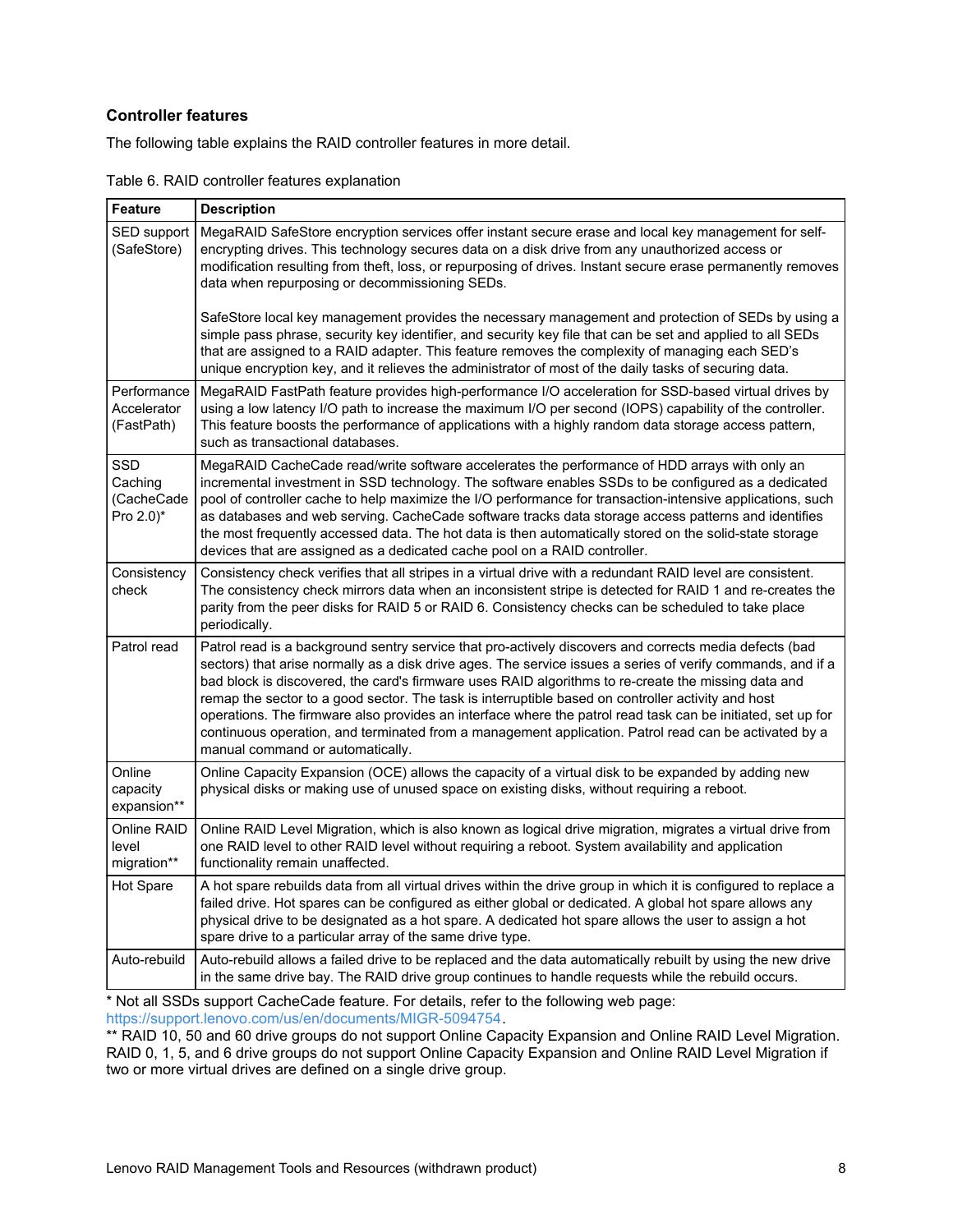### Controller features

The following table explains the RAID controller features in more detail.

Table 6. RAID controller features explanation

| Feature | Description |
|---|---|
| SED support (SafeStore) | MegaRAID SafeStore encryption services offer instant secure erase and local key management for self-encrypting drives. This technology secures data on a disk drive from any unauthorized access or modification resulting from theft, loss, or repurposing of drives. Instant secure erase permanently removes data when repurposing or decommissioning SEDs.<br><br>SafeStore local key management provides the necessary management and protection of SEDs by using a simple pass phrase, security key identifier, and security key file that can be set and applied to all SEDs that are assigned to a RAID adapter. This feature removes the complexity of managing each SED's unique encryption key, and it relieves the administrator of most of the daily tasks of securing data. |
| Performance Accelerator (FastPath) | MegaRAID FastPath feature provides high-performance I/O acceleration for SSD-based virtual drives by using a low latency I/O path to increase the maximum I/O per second (IOPS) capability of the controller. This feature boosts the performance of applications with a highly random data storage access pattern, such as transactional databases. |
| SSD Caching (CacheCade Pro 2.0)* | MegaRAID CacheCade read/write software accelerates the performance of HDD arrays with only an incremental investment in SSD technology. The software enables SSDs to be configured as a dedicated pool of controller cache to help maximize the I/O performance for transaction-intensive applications, such as databases and web serving. CacheCade software tracks data storage access patterns and identifies the most frequently accessed data. The hot data is then automatically stored on the solid-state storage devices that are assigned as a dedicated cache pool on a RAID controller. |
| Consistency check | Consistency check verifies that all stripes in a virtual drive with a redundant RAID level are consistent. The consistency check mirrors data when an inconsistent stripe is detected for RAID 1 and re-creates the parity from the peer disks for RAID 5 or RAID 6. Consistency checks can be scheduled to take place periodically. |
| Patrol read | Patrol read is a background sentry service that pro-actively discovers and corrects media defects (bad sectors) that arise normally as a disk drive ages. The service issues a series of verify commands, and if a bad block is discovered, the card's firmware uses RAID algorithms to re-create the missing data and remap the sector to a good sector. The task is interruptible based on controller activity and host operations. The firmware also provides an interface where the patrol read task can be initiated, set up for continuous operation, and terminated from a management application. Patrol read can be activated by a manual command or automatically. |
| Online capacity expansion** | Online Capacity Expansion (OCE) allows the capacity of a virtual disk to be expanded by adding new physical disks or making use of unused space on existing disks, without requiring a reboot. |
| Online RAID level migration** | Online RAID Level Migration, which is also known as logical drive migration, migrates a virtual drive from one RAID level to other RAID level without requiring a reboot. System availability and application functionality remain unaffected. |
| Hot Spare | A hot spare rebuilds data from all virtual drives within the drive group in which it is configured to replace a failed drive. Hot spares can be configured as either global or dedicated. A global hot spare allows any physical drive to be designated as a hot spare. A dedicated hot spare allows the user to assign a hot spare drive to a particular array of the same drive type. |
| Auto-rebuild | Auto-rebuild allows a failed drive to be replaced and the data automatically rebuilt by using the new drive in the same drive bay. The RAID drive group continues to handle requests while the rebuild occurs. |

* Not all SSDs support CacheCade feature. For details, refer to the following web page: https://support.lenovo.com/us/en/documents/MIGR-5094754.
** RAID 10, 50 and 60 drive groups do not support Online Capacity Expansion and Online RAID Level Migration. RAID 0, 1, 5, and 6 drive groups do not support Online Capacity Expansion and Online RAID Level Migration if two or more virtual drives are defined on a single drive group.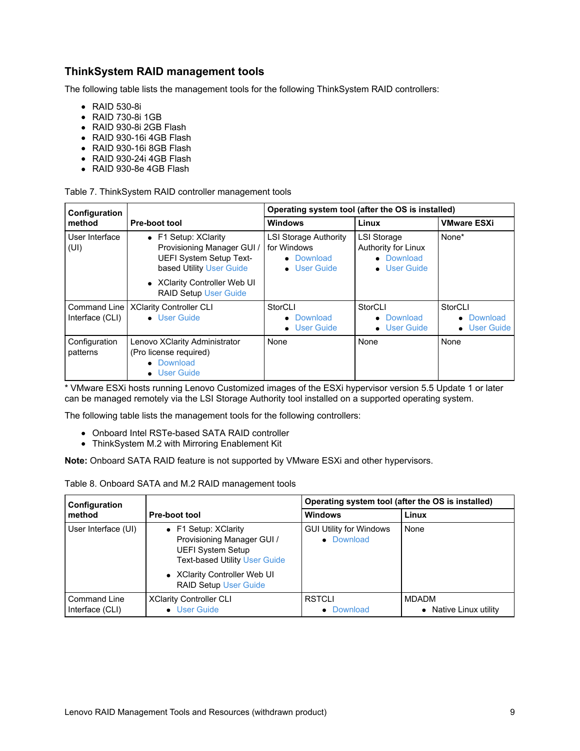## ThinkSystem RAID management tools

The following table lists the management tools for the following ThinkSystem RAID controllers:

- RAID 530-8i
- RAID 730-8i 1GB
- RAID 930-8i 2GB Flash
- RAID 930-16i 4GB Flash
- RAID 930-16i 8GB Flash
- RAID 930-24i 4GB Flash
- RAID 930-8e 4GB Flash

Table 7. ThinkSystem RAID controller management tools

| Configuration method | Pre-boot tool | Operating system tool (after the OS is installed) | | |
|---|---|---|---|---|
| | | **Windows** | **Linux** | **VMware ESXi** |
| User Interface (UI) | • F1 Setup: XClarity Provisioning Manager GUI / UEFI System Setup Text-based Utility User Guide<br>• XClarity Controller Web UI RAID Setup User Guide | LSI Storage Authority for Windows<br>• Download<br>• User Guide | LSI Storage Authority for Linux<br>• Download<br>• User Guide | None* |
| Command Line Interface (CLI) | XClarity Controller CLI<br>• User Guide | StorCLI<br>• Download<br>• User Guide | StorCLI<br>• Download<br>• User Guide | StorCLI<br>• Download<br>• User Guide |
| Configuration patterns | Lenovo XClarity Administrator (Pro license required)<br>• Download<br>• User Guide | None | None | None |

* VMware ESXi hosts running Lenovo Customized images of the ESXi hypervisor version 5.5 Update 1 or later can be managed remotely via the LSI Storage Authority tool installed on a supported operating system.

The following table lists the management tools for the following controllers:

- Onboard Intel RSTe-based SATA RAID controller
- ThinkSystem M.2 with Mirroring Enablement Kit

**Note:** Onboard SATA RAID feature is not supported by VMware ESXi and other hypervisors.

Table 8. Onboard SATA and M.2 RAID management tools

| Configuration method | Pre-boot tool | Operating system tool (after the OS is installed) | |
|---|---|---|---|
| | | **Windows** | **Linux** |
| User Interface (UI) | • F1 Setup: XClarity Provisioning Manager GUI / UEFI System Setup Text-based Utility User Guide<br>• XClarity Controller Web UI RAID Setup User Guide | GUI Utility for Windows<br>• Download | None |
| Command Line Interface (CLI) | XClarity Controller CLI<br>• User Guide | RSTCLI<br>• Download | MDADM<br>• Native Linux utility |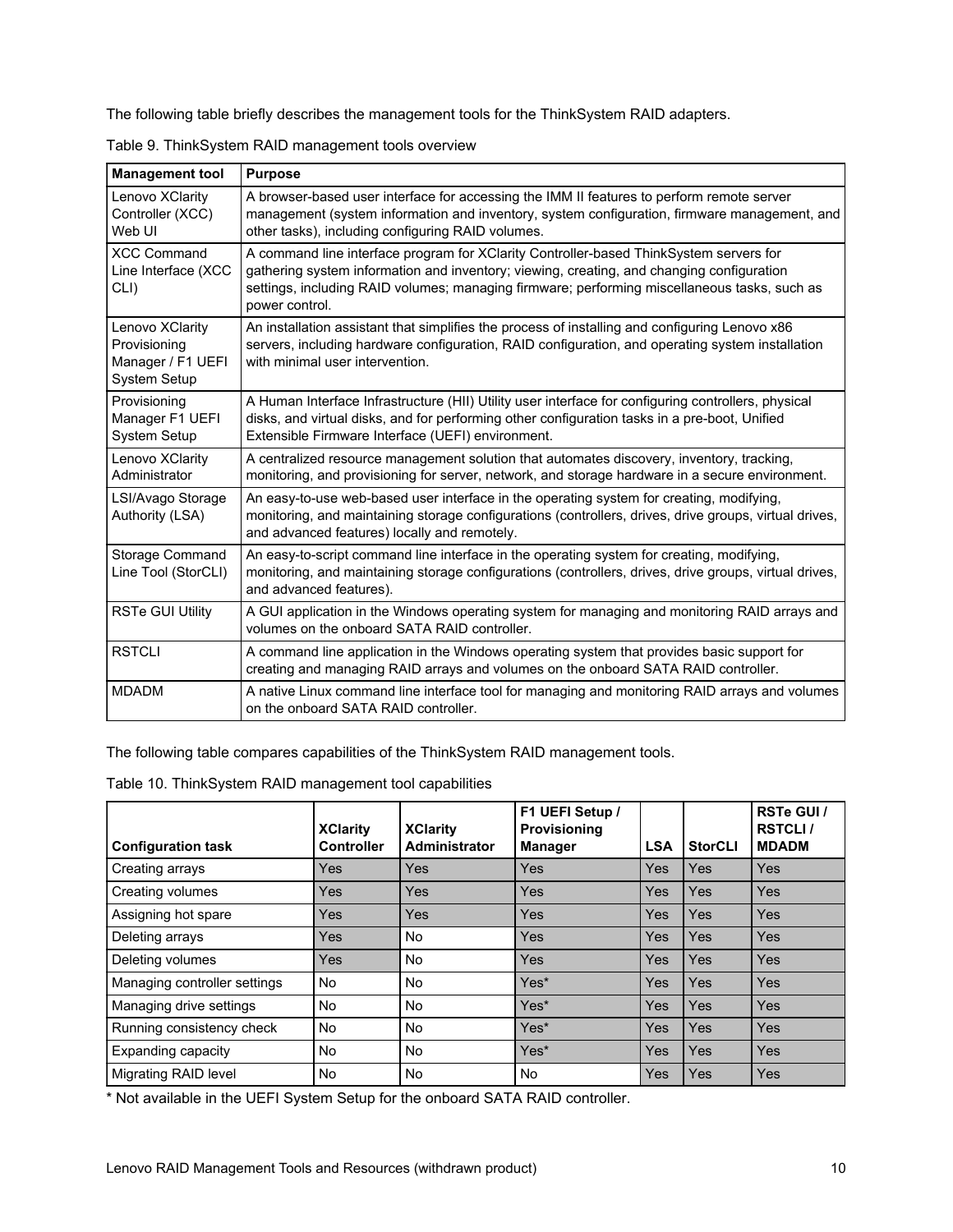The following table briefly describes the management tools for the ThinkSystem RAID adapters.

Table 9. ThinkSystem RAID management tools overview

| Management tool | Purpose |
|---|---|
| Lenovo XClarity Controller (XCC) Web UI | A browser-based user interface for accessing the IMM II features to perform remote server management (system information and inventory, system configuration, firmware management, and other tasks), including configuring RAID volumes. |
| XCC Command Line Interface (XCC CLI) | A command line interface program for XClarity Controller-based ThinkSystem servers for gathering system information and inventory; viewing, creating, and changing configuration settings, including RAID volumes; managing firmware; performing miscellaneous tasks, such as power control. |
| Lenovo XClarity Provisioning Manager / F1 UEFI System Setup | An installation assistant that simplifies the process of installing and configuring Lenovo x86 servers, including hardware configuration, RAID configuration, and operating system installation with minimal user intervention. |
| Provisioning Manager F1 UEFI System Setup | A Human Interface Infrastructure (HII) Utility user interface for configuring controllers, physical disks, and virtual disks, and for performing other configuration tasks in a pre-boot, Unified Extensible Firmware Interface (UEFI) environment. |
| Lenovo XClarity Administrator | A centralized resource management solution that automates discovery, inventory, tracking, monitoring, and provisioning for server, network, and storage hardware in a secure environment. |
| LSI/Avago Storage Authority (LSA) | An easy-to-use web-based user interface in the operating system for creating, modifying, monitoring, and maintaining storage configurations (controllers, drives, drive groups, virtual drives, and advanced features) locally and remotely. |
| Storage Command Line Tool (StorCLI) | An easy-to-script command line interface in the operating system for creating, modifying, monitoring, and maintaining storage configurations (controllers, drives, drive groups, virtual drives, and advanced features). |
| RSTe GUI Utility | A GUI application in the Windows operating system for managing and monitoring RAID arrays and volumes on the onboard SATA RAID controller. |
| RSTCLI | A command line application in the Windows operating system that provides basic support for creating and managing RAID arrays and volumes on the onboard SATA RAID controller. |
| MDADM | A native Linux command line interface tool for managing and monitoring RAID arrays and volumes on the onboard SATA RAID controller. |

The following table compares capabilities of the ThinkSystem RAID management tools.

Table 10. ThinkSystem RAID management tool capabilities

| Configuration task | XClarity Controller | XClarity Administrator | F1 UEFI Setup / Provisioning Manager | LSA | StorCLI | RSTe GUI / RSTCLI / MDADM |
|---|---|---|---|---|---|---|
| Creating arrays | Yes | Yes | Yes | Yes | Yes | Yes |
| Creating volumes | Yes | Yes | Yes | Yes | Yes | Yes |
| Assigning hot spare | Yes | Yes | Yes | Yes | Yes | Yes |
| Deleting arrays | Yes | No | Yes | Yes | Yes | Yes |
| Deleting volumes | Yes | No | Yes | Yes | Yes | Yes |
| Managing controller settings | No | No | Yes* | Yes | Yes | Yes |
| Managing drive settings | No | No | Yes* | Yes | Yes | Yes |
| Running consistency check | No | No | Yes* | Yes | Yes | Yes |
| Expanding capacity | No | No | Yes* | Yes | Yes | Yes |
| Migrating RAID level | No | No | No | Yes | Yes | Yes |

* Not available in the UEFI System Setup for the onboard SATA RAID controller.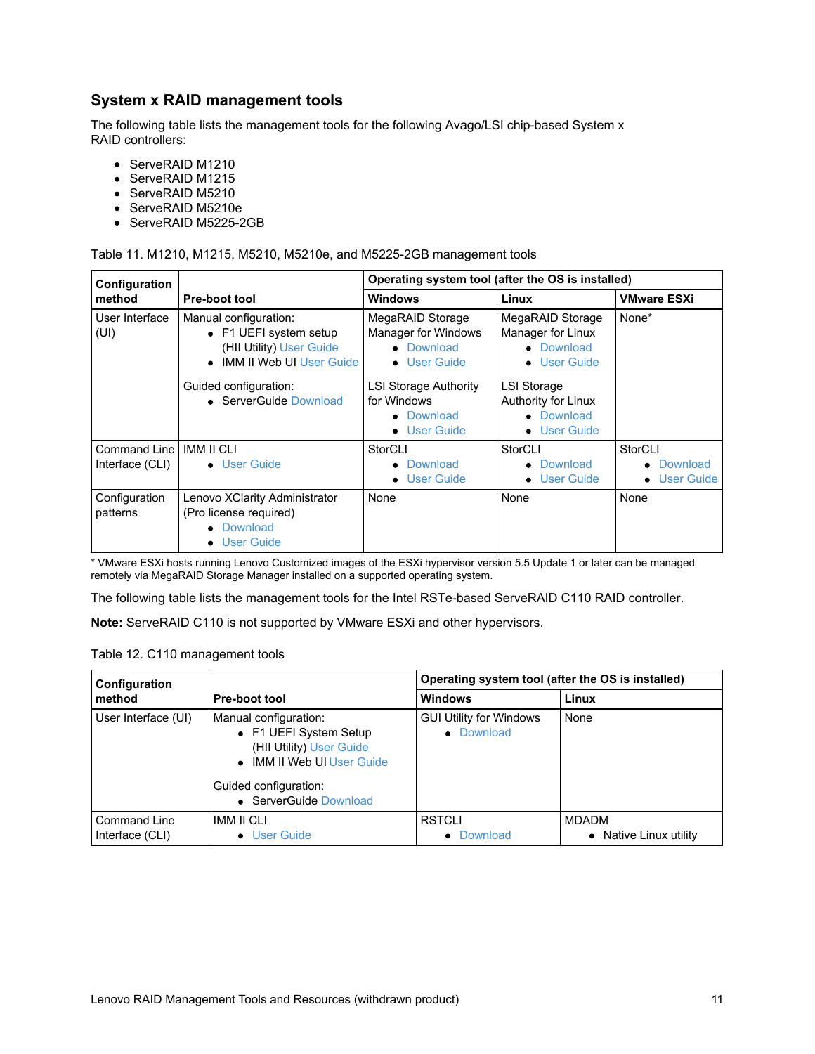## System x RAID management tools

The following table lists the management tools for the following Avago/LSI chip-based System x RAID controllers:

- ServeRAID M1210
- ServeRAID M1215
- ServeRAID M5210
- ServeRAID M5210e
- ServeRAID M5225-2GB

Table 11. M1210, M1215, M5210, M5210e, and M5225-2GB management tools

| Configuration method | Pre-boot tool | Operating system tool (after the OS is installed) | | |
|---|---|---|---|---|
| | | **Windows** | **Linux** | **VMware ESXi** |
| User Interface (UI) | Manual configuration:<br>• F1 UEFI system setup (HII Utility) User Guide<br>• IMM II Web UI User Guide<br><br>Guided configuration:<br>• ServerGuide Download | MegaRAID Storage Manager for Windows<br>• Download<br>• User Guide<br><br>LSI Storage Authority for Windows<br>• Download<br>• User Guide | MegaRAID Storage Manager for Linux<br>• Download<br>• User Guide<br><br>LSI Storage Authority for Linux<br>• Download<br>• User Guide | None* |
| Command Line Interface (CLI) | IMM II CLI<br>• User Guide | StorCLI<br>• Download<br>• User Guide | StorCLI<br>• Download<br>• User Guide | StorCLI<br>• Download<br>• User Guide |
| Configuration patterns | Lenovo XClarity Administrator (Pro license required)<br>• Download<br>• User Guide | None | None | None |

* VMware ESXi hosts running Lenovo Customized images of the ESXi hypervisor version 5.5 Update 1 or later can be managed remotely via MegaRAID Storage Manager installed on a supported operating system.

The following table lists the management tools for the Intel RSTe-based ServeRAID C110 RAID controller.

**Note:** ServeRAID C110 is not supported by VMware ESXi and other hypervisors.

Table 12. C110 management tools

| Configuration method | Pre-boot tool | Operating system tool (after the OS is installed) | |
|---|---|---|---|
| | | **Windows** | **Linux** |
| User Interface (UI) | Manual configuration:<br>• F1 UEFI System Setup (HII Utility) User Guide<br>• IMM II Web UI User Guide<br><br>Guided configuration:<br>• ServerGuide Download | GUI Utility for Windows<br>• Download | None |
| Command Line Interface (CLI) | IMM II CLI<br>• User Guide | RSTCLI<br>• Download | MDADM<br>• Native Linux utility |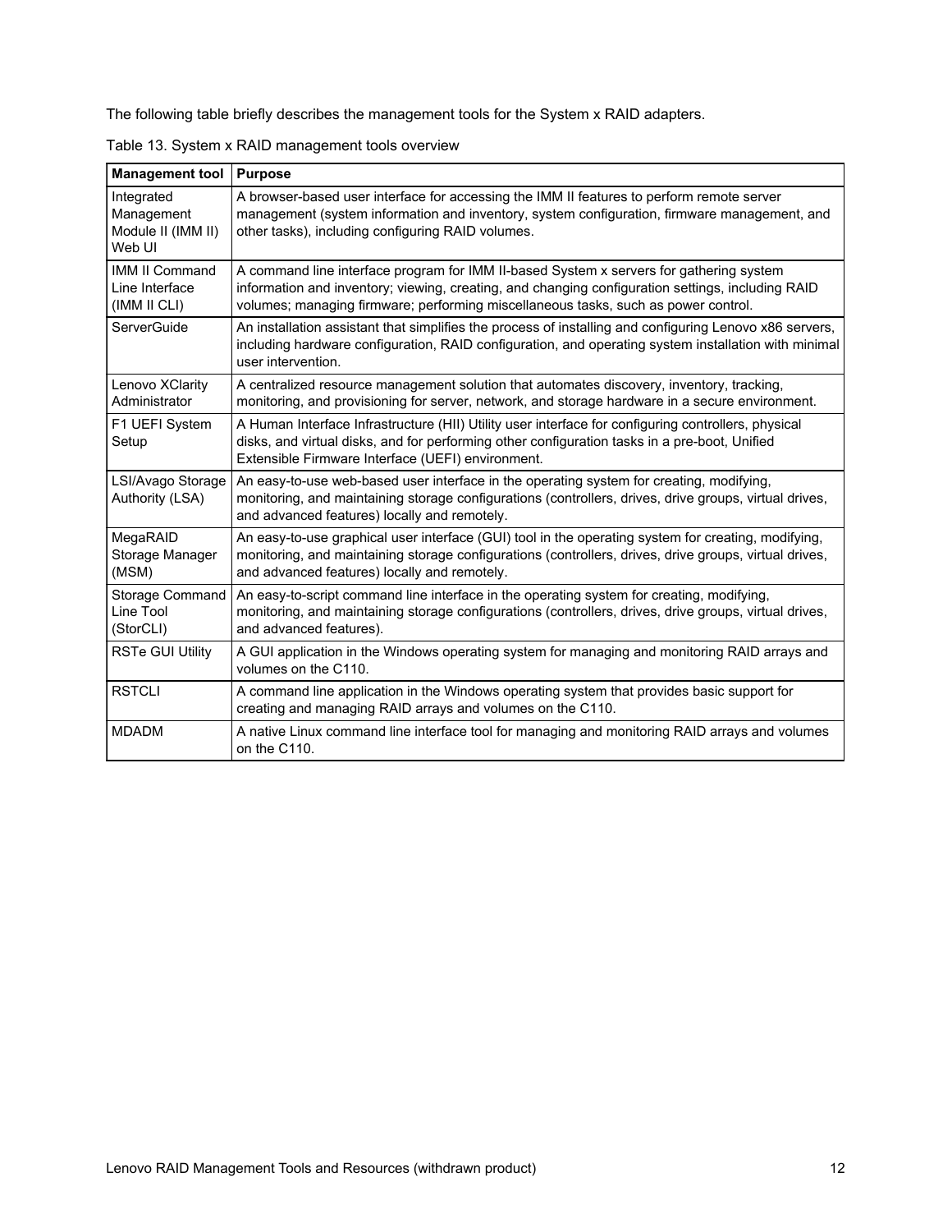The following table briefly describes the management tools for the System x RAID adapters.

Table 13. System x RAID management tools overview

| Management tool | Purpose |
|---|---|
| Integrated Management Module II (IMM II) Web UI | A browser-based user interface for accessing the IMM II features to perform remote server management (system information and inventory, system configuration, firmware management, and other tasks), including configuring RAID volumes. |
| IMM II Command Line Interface (IMM II CLI) | A command line interface program for IMM II-based System x servers for gathering system information and inventory; viewing, creating, and changing configuration settings, including RAID volumes; managing firmware; performing miscellaneous tasks, such as power control. |
| ServerGuide | An installation assistant that simplifies the process of installing and configuring Lenovo x86 servers, including hardware configuration, RAID configuration, and operating system installation with minimal user intervention. |
| Lenovo XClarity Administrator | A centralized resource management solution that automates discovery, inventory, tracking, monitoring, and provisioning for server, network, and storage hardware in a secure environment. |
| F1 UEFI System Setup | A Human Interface Infrastructure (HII) Utility user interface for configuring controllers, physical disks, and virtual disks, and for performing other configuration tasks in a pre-boot, Unified Extensible Firmware Interface (UEFI) environment. |
| LSI/Avago Storage Authority (LSA) | An easy-to-use web-based user interface in the operating system for creating, modifying, monitoring, and maintaining storage configurations (controllers, drives, drive groups, virtual drives, and advanced features) locally and remotely. |
| MegaRAID Storage Manager (MSM) | An easy-to-use graphical user interface (GUI) tool in the operating system for creating, modifying, monitoring, and maintaining storage configurations (controllers, drives, drive groups, virtual drives, and advanced features) locally and remotely. |
| Storage Command Line Tool (StorCLI) | An easy-to-script command line interface in the operating system for creating, modifying, monitoring, and maintaining storage configurations (controllers, drives, drive groups, virtual drives, and advanced features). |
| RSTe GUI Utility | A GUI application in the Windows operating system for managing and monitoring RAID arrays and volumes on the C110. |
| RSTCLI | A command line application in the Windows operating system that provides basic support for creating and managing RAID arrays and volumes on the C110. |
| MDADM | A native Linux command line interface tool for managing and monitoring RAID arrays and volumes on the C110. |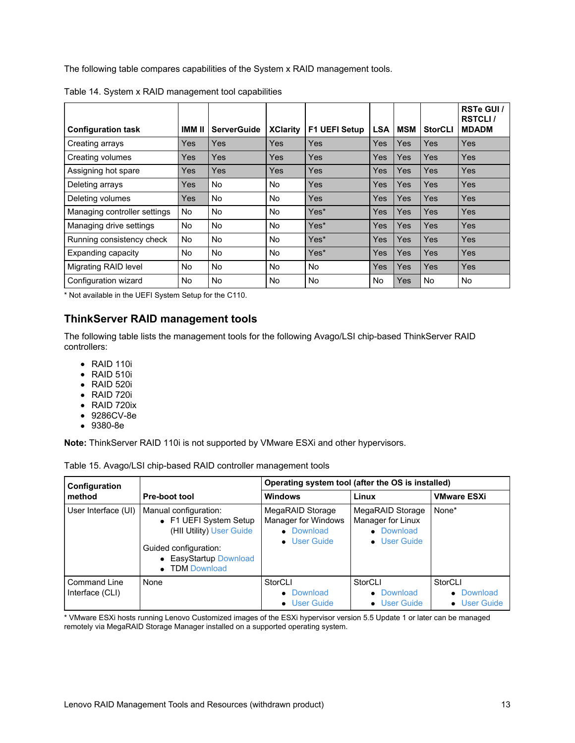The following table compares capabilities of the System x RAID management tools.

Table 14. System x RAID management tool capabilities

| Configuration task | IMM II | ServerGuide | XClarity | F1 UEFI Setup | LSA | MSM | StorCLI | RSTe GUI / RSTCLI / MDADM |
|---|---|---|---|---|---|---|---|---|
| Creating arrays | Yes | Yes | Yes | Yes | Yes | Yes | Yes | Yes |
| Creating volumes | Yes | Yes | Yes | Yes | Yes | Yes | Yes | Yes |
| Assigning hot spare | Yes | Yes | Yes | Yes | Yes | Yes | Yes | Yes |
| Deleting arrays | Yes | No | No | Yes | Yes | Yes | Yes | Yes |
| Deleting volumes | Yes | No | No | Yes | Yes | Yes | Yes | Yes |
| Managing controller settings | No | No | No | Yes* | Yes | Yes | Yes | Yes |
| Managing drive settings | No | No | No | Yes* | Yes | Yes | Yes | Yes |
| Running consistency check | No | No | No | Yes* | Yes | Yes | Yes | Yes |
| Expanding capacity | No | No | No | Yes* | Yes | Yes | Yes | Yes |
| Migrating RAID level | No | No | No | No | Yes | Yes | Yes | Yes |
| Configuration wizard | No | No | No | No | No | Yes | No | No |

* Not available in the UEFI System Setup for the C110.

## ThinkServer RAID management tools

The following table lists the management tools for the following Avago/LSI chip-based ThinkServer RAID controllers:

- RAID 110i
- RAID 510i
- RAID 520i
- RAID 720i
- RAID 720ix
- 9286CV-8e
- 9380-8e

**Note:** ThinkServer RAID 110i is not supported by VMware ESXi and other hypervisors.

Table 15. Avago/LSI chip-based RAID controller management tools

| Configuration method | Pre-boot tool | Operating system tool (after the OS is installed) | | |
|---|---|---|---|---|
| | | Windows | Linux | VMware ESXi |
| User Interface (UI) | Manual configuration:<br>• F1 UEFI System Setup (HII Utility) User Guide<br><br>Guided configuration:<br>• EasyStartup Download<br>• TDM Download | MegaRAID Storage Manager for Windows<br>• Download<br>• User Guide | MegaRAID Storage Manager for Linux<br>• Download<br>• User Guide | None* |
| Command Line Interface (CLI) | None | StorCLI<br>• Download<br>• User Guide | StorCLI<br>• Download<br>• User Guide | StorCLI<br>• Download<br>• User Guide |

* VMware ESXi hosts running Lenovo Customized images of the ESXi hypervisor version 5.5 Update 1 or later can be managed remotely via MegaRAID Storage Manager installed on a supported operating system.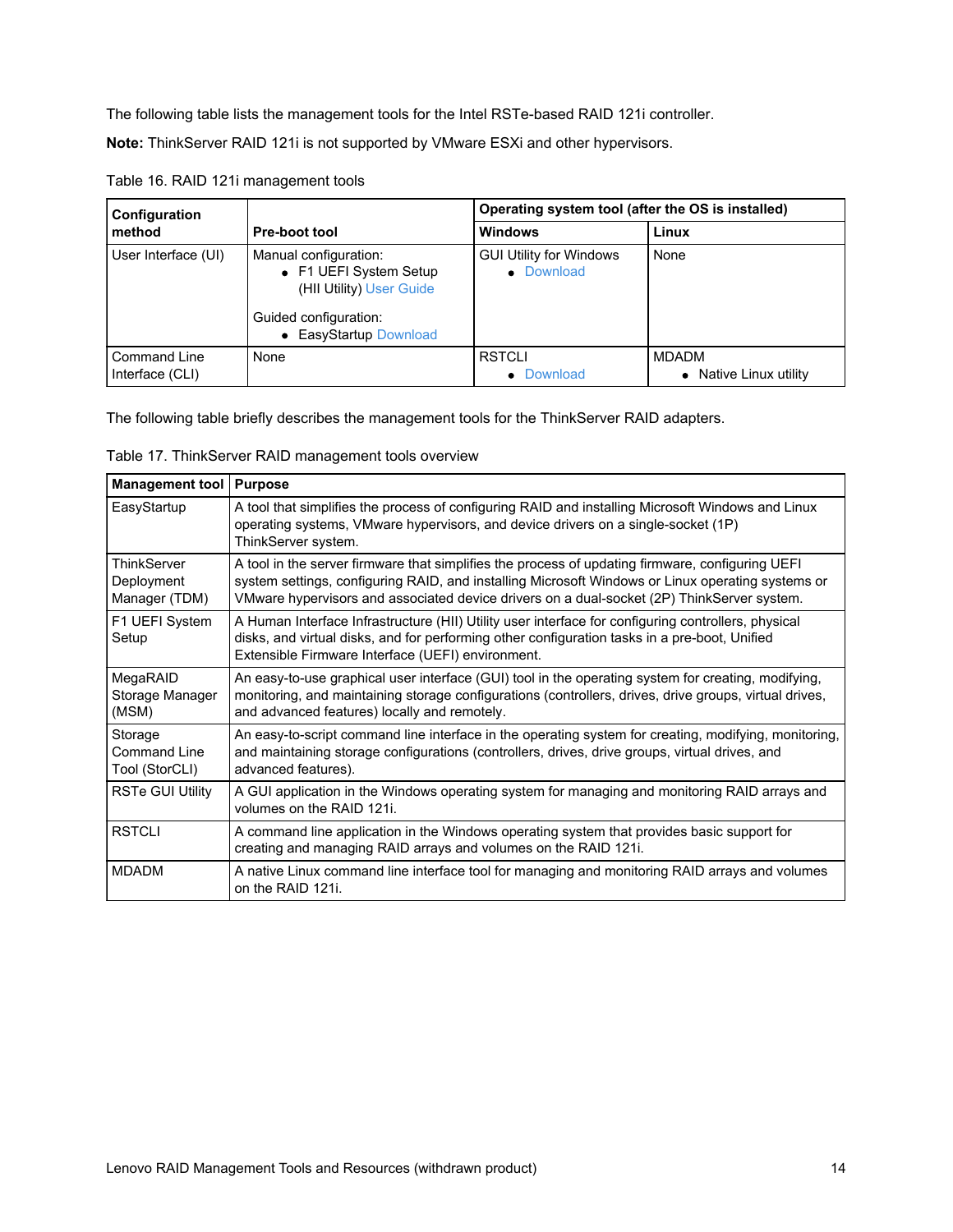The following table lists the management tools for the Intel RSTe-based RAID 121i controller.

**Note:** ThinkServer RAID 121i is not supported by VMware ESXi and other hypervisors.

Table 16. RAID 121i management tools

| Configuration method | Pre-boot tool | Operating system tool (after the OS is installed) | |
|---|---|---|---|
| | | **Windows** | **Linux** |
| User Interface (UI) | Manual configuration:<br>• F1 UEFI System Setup (HII Utility) User Guide<br><br>Guided configuration:<br>• EasyStartup Download | GUI Utility for Windows<br>• Download | None |
| Command Line Interface (CLI) | None | RSTCLI<br>• Download | MDADM<br>• Native Linux utility |

The following table briefly describes the management tools for the ThinkServer RAID adapters.

Table 17. ThinkServer RAID management tools overview

| Management tool | Purpose |
|---|---|
| EasyStartup | A tool that simplifies the process of configuring RAID and installing Microsoft Windows and Linux operating systems, VMware hypervisors, and device drivers on a single-socket (1P) ThinkServer system. |
| ThinkServer Deployment Manager (TDM) | A tool in the server firmware that simplifies the process of updating firmware, configuring UEFI system settings, configuring RAID, and installing Microsoft Windows or Linux operating systems or VMware hypervisors and associated device drivers on a dual-socket (2P) ThinkServer system. |
| F1 UEFI System Setup | A Human Interface Infrastructure (HII) Utility user interface for configuring controllers, physical disks, and virtual disks, and for performing other configuration tasks in a pre-boot, Unified Extensible Firmware Interface (UEFI) environment. |
| MegaRAID Storage Manager (MSM) | An easy-to-use graphical user interface (GUI) tool in the operating system for creating, modifying, monitoring, and maintaining storage configurations (controllers, drives, drive groups, virtual drives, and advanced features) locally and remotely. |
| Storage Command Line Tool (StorCLI) | An easy-to-script command line interface in the operating system for creating, modifying, monitoring, and maintaining storage configurations (controllers, drives, drive groups, virtual drives, and advanced features). |
| RSTe GUI Utility | A GUI application in the Windows operating system for managing and monitoring RAID arrays and volumes on the RAID 121i. |
| RSTCLI | A command line application in the Windows operating system that provides basic support for creating and managing RAID arrays and volumes on the RAID 121i. |
| MDADM | A native Linux command line interface tool for managing and monitoring RAID arrays and volumes on the RAID 121i. |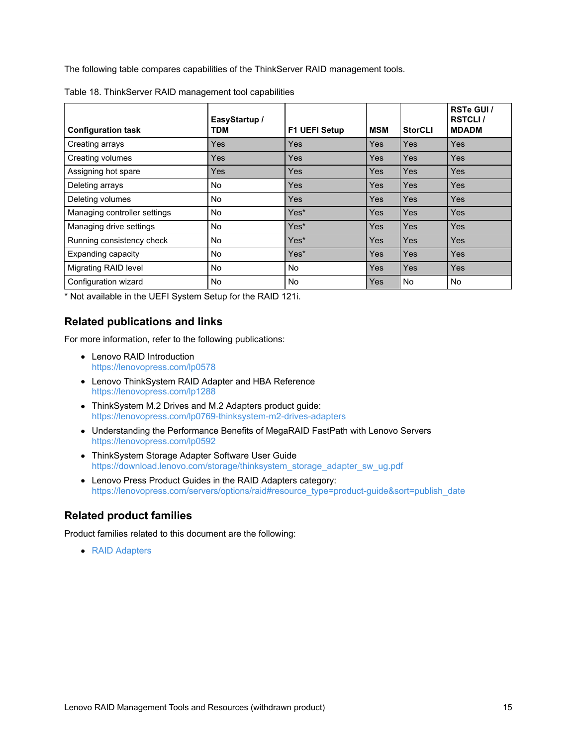The following table compares capabilities of the ThinkServer RAID management tools.

Table 18. ThinkServer RAID management tool capabilities

| Configuration task | EasyStartup / TDM | F1 UEFI Setup | MSM | StorCLI | RSTe GUI / RSTCLI / MDADM |
|---|---|---|---|---|---|
| Creating arrays | Yes | Yes | Yes | Yes | Yes |
| Creating volumes | Yes | Yes | Yes | Yes | Yes |
| Assigning hot spare | Yes | Yes | Yes | Yes | Yes |
| Deleting arrays | No | Yes | Yes | Yes | Yes |
| Deleting volumes | No | Yes | Yes | Yes | Yes |
| Managing controller settings | No | Yes* | Yes | Yes | Yes |
| Managing drive settings | No | Yes* | Yes | Yes | Yes |
| Running consistency check | No | Yes* | Yes | Yes | Yes |
| Expanding capacity | No | Yes* | Yes | Yes | Yes |
| Migrating RAID level | No | No | Yes | Yes | Yes |
| Configuration wizard | No | No | Yes | No | No |

* Not available in the UEFI System Setup for the RAID 121i.

## Related publications and links

For more information, refer to the following publications:

- Lenovo RAID Introduction
  https://lenovopress.com/lp0578
- Lenovo ThinkSystem RAID Adapter and HBA Reference
  https://lenovopress.com/lp1288
- ThinkSystem M.2 Drives and M.2 Adapters product guide:
  https://lenovopress.com/lp0769-thinksystem-m2-drives-adapters
- Understanding the Performance Benefits of MegaRAID FastPath with Lenovo Servers
  https://lenovopress.com/lp0592
- ThinkSystem Storage Adapter Software User Guide
  https://download.lenovo.com/storage/thinksystem_storage_adapter_sw_ug.pdf
- Lenovo Press Product Guides in the RAID Adapters category:
  https://lenovopress.com/servers/options/raid#resource_type=product-guide&sort=publish_date

## Related product families

Product families related to this document are the following:

- RAID Adapters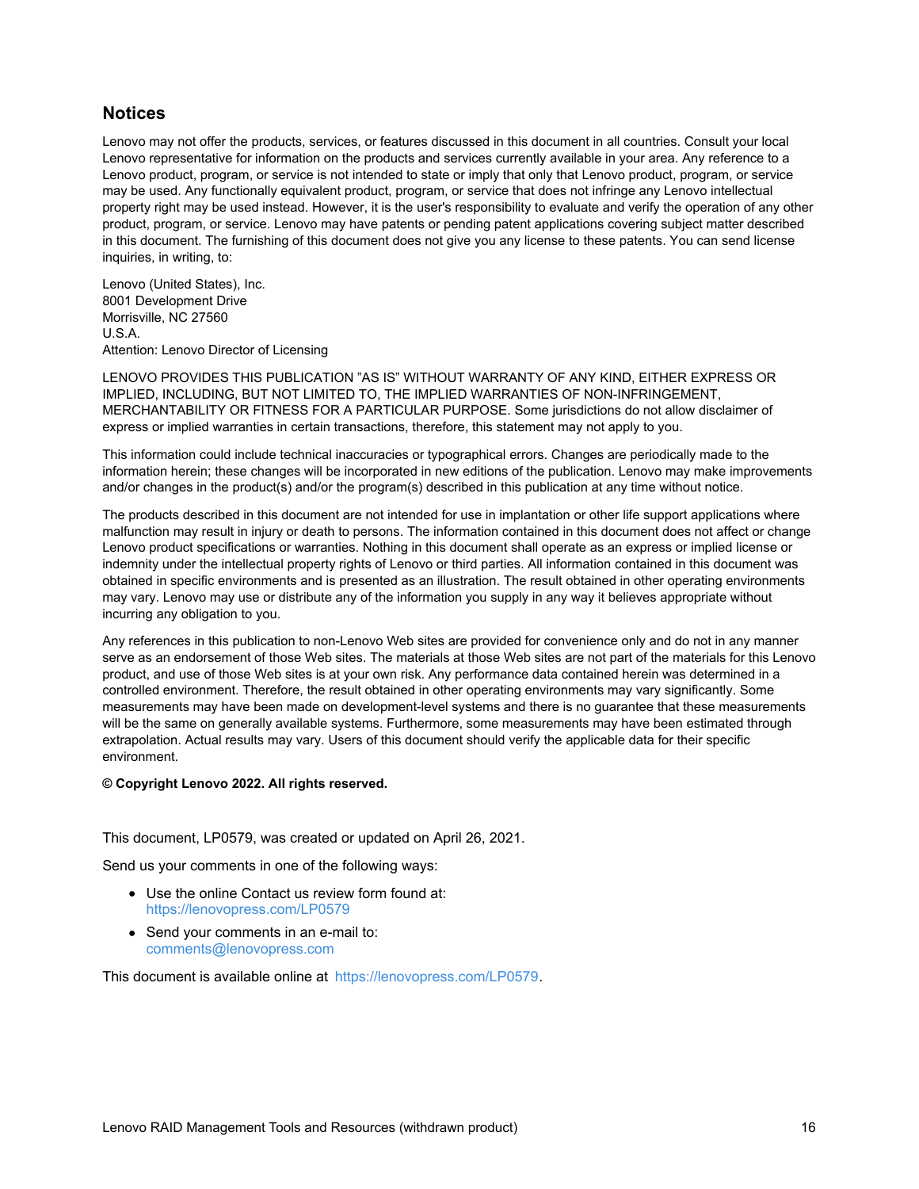## Notices

Lenovo may not offer the products, services, or features discussed in this document in all countries. Consult your local Lenovo representative for information on the products and services currently available in your area. Any reference to a Lenovo product, program, or service is not intended to state or imply that only that Lenovo product, program, or service may be used. Any functionally equivalent product, program, or service that does not infringe any Lenovo intellectual property right may be used instead. However, it is the user's responsibility to evaluate and verify the operation of any other product, program, or service. Lenovo may have patents or pending patent applications covering subject matter described in this document. The furnishing of this document does not give you any license to these patents. You can send license inquiries, in writing, to:

Lenovo (United States), Inc.
8001 Development Drive
Morrisville, NC 27560
U.S.A.
Attention: Lenovo Director of Licensing

LENOVO PROVIDES THIS PUBLICATION "AS IS" WITHOUT WARRANTY OF ANY KIND, EITHER EXPRESS OR IMPLIED, INCLUDING, BUT NOT LIMITED TO, THE IMPLIED WARRANTIES OF NON-INFRINGEMENT, MERCHANTABILITY OR FITNESS FOR A PARTICULAR PURPOSE. Some jurisdictions do not allow disclaimer of express or implied warranties in certain transactions, therefore, this statement may not apply to you.

This information could include technical inaccuracies or typographical errors. Changes are periodically made to the information herein; these changes will be incorporated in new editions of the publication. Lenovo may make improvements and/or changes in the product(s) and/or the program(s) described in this publication at any time without notice.

The products described in this document are not intended for use in implantation or other life support applications where malfunction may result in injury or death to persons. The information contained in this document does not affect or change Lenovo product specifications or warranties. Nothing in this document shall operate as an express or implied license or indemnity under the intellectual property rights of Lenovo or third parties. All information contained in this document was obtained in specific environments and is presented as an illustration. The result obtained in other operating environments may vary. Lenovo may use or distribute any of the information you supply in any way it believes appropriate without incurring any obligation to you.

Any references in this publication to non-Lenovo Web sites are provided for convenience only and do not in any manner serve as an endorsement of those Web sites. The materials at those Web sites are not part of the materials for this Lenovo product, and use of those Web sites is at your own risk. Any performance data contained herein was determined in a controlled environment. Therefore, the result obtained in other operating environments may vary significantly. Some measurements may have been made on development-level systems and there is no guarantee that these measurements will be the same on generally available systems. Furthermore, some measurements may have been estimated through extrapolation. Actual results may vary. Users of this document should verify the applicable data for their specific environment.

**© Copyright Lenovo 2022. All rights reserved.**

This document, LP0579, was created or updated on April 26, 2021.

Send us your comments in one of the following ways:

- Use the online Contact us review form found at:
  https://lenovopress.com/LP0579
- Send your comments in an e-mail to:
  comments@lenovopress.com

This document is available online at https://lenovopress.com/LP0579.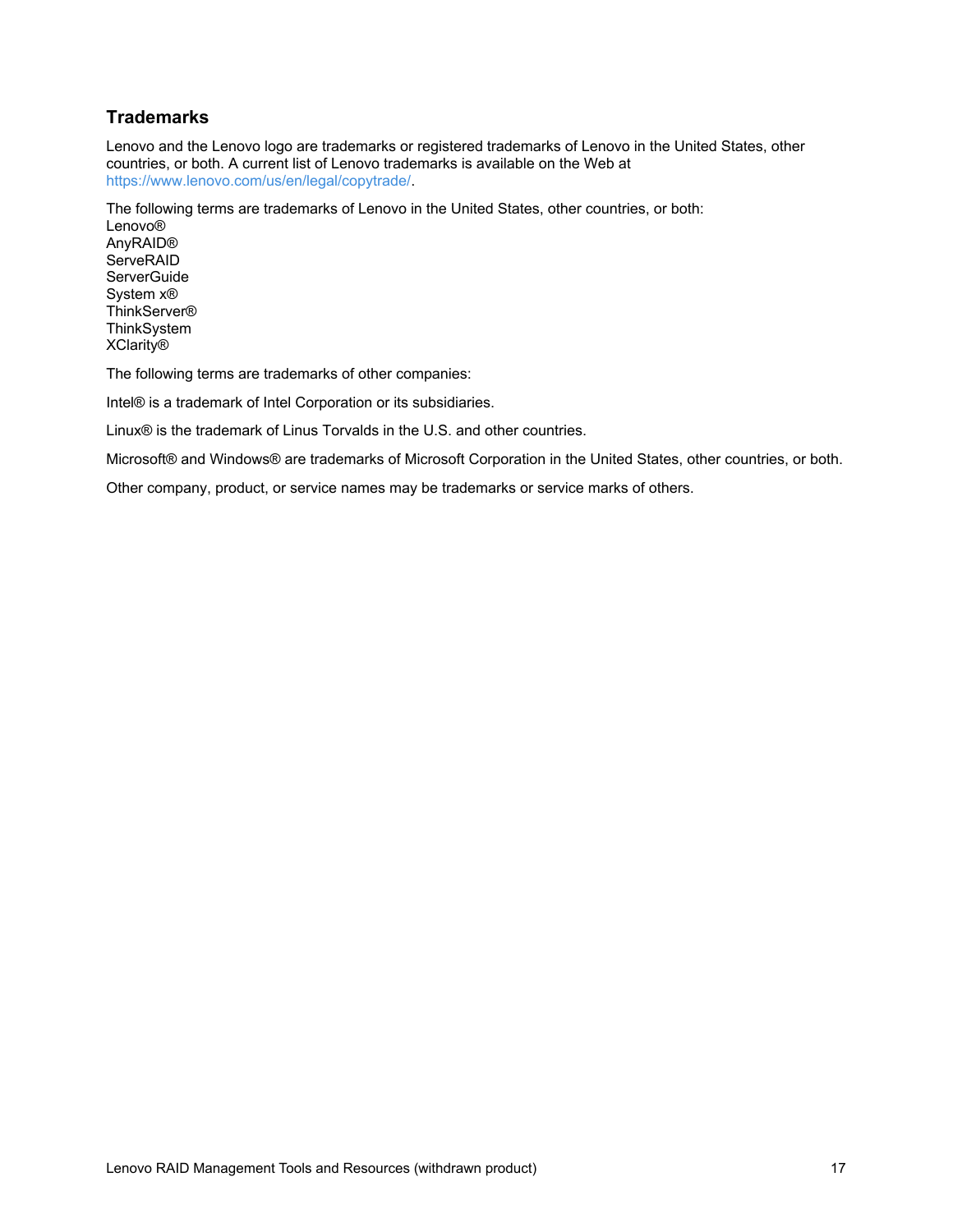## Trademarks

Lenovo and the Lenovo logo are trademarks or registered trademarks of Lenovo in the United States, other countries, or both. A current list of Lenovo trademarks is available on the Web at https://www.lenovo.com/us/en/legal/copytrade/.

The following terms are trademarks of Lenovo in the United States, other countries, or both:
Lenovo®
AnyRAID®
ServeRAID
ServerGuide
System x®
ThinkServer®
ThinkSystem
XClarity®

The following terms are trademarks of other companies:

Intel® is a trademark of Intel Corporation or its subsidiaries.

Linux® is the trademark of Linus Torvalds in the U.S. and other countries.

Microsoft® and Windows® are trademarks of Microsoft Corporation in the United States, other countries, or both.

Other company, product, or service names may be trademarks or service marks of others.